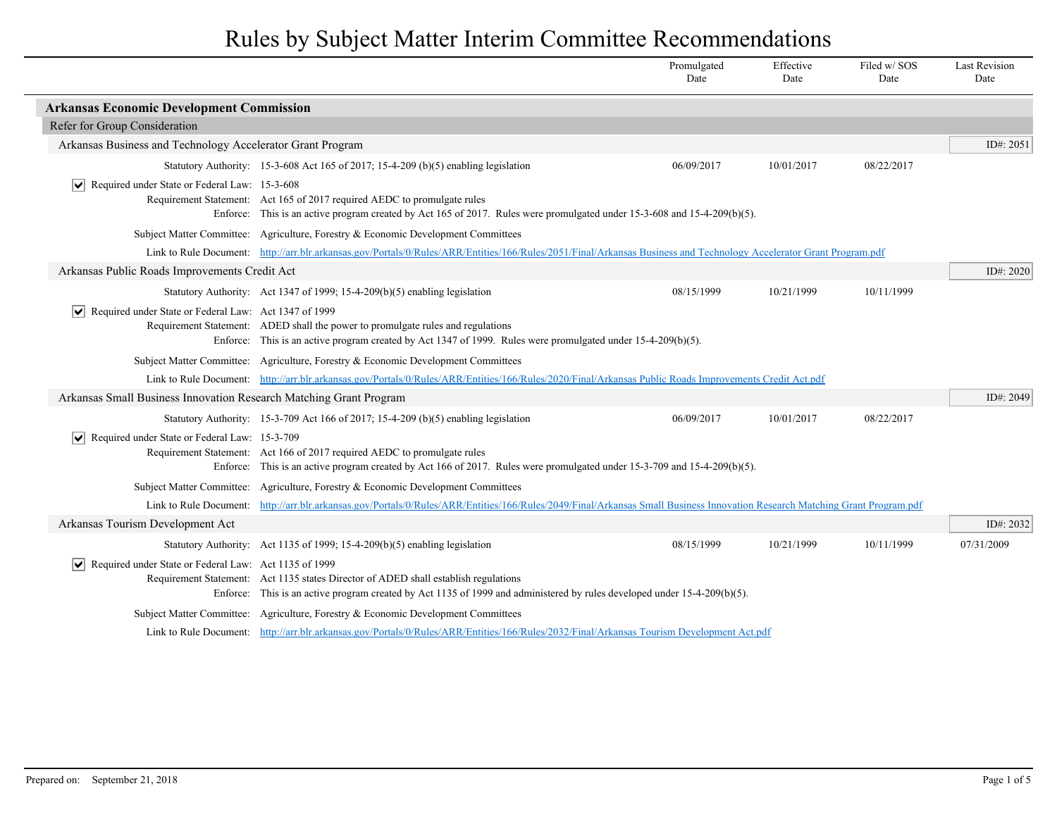# Rules by Subject Matter Interim Committee Recommendations

| | Promulgated Date | Effective Date | Filed w/ SOS Date | Last Revision Date |
|---|---|---|---|---|

## Arkansas Economic Development Commission

### Refer for Group Consideration

#### Arkansas Business and Technology Accelerator Grant Program

ID#: 2051

| | Promulgated Date | Effective Date | Filed w/ SOS Date | Last Revision Date |
|---|---|---|---|---|
| Statutory Authority: 15-3-608 Act 165 of 2017; 15-4-209 (b)(5) enabling legislation | 06/09/2017 | 10/01/2017 | 08/22/2017 | |

- [x] Required under State or Federal Law: 15-3-608

Requirement Statement: Act 165 of 2017 required AEDC to promulgate rules

Enforce: This is an active program created by Act 165 of 2017. Rules were promulgated under 15-3-608 and 15-4-209(b)(5).

Subject Matter Committee: Agriculture, Forestry & Economic Development Committees

Link to Rule Document: http://arr.blr.arkansas.gov/Portals/0/Rules/ARR/Entities/166/Rules/2051/Final/Arkansas Business and Technology Accelerator Grant Program.pdf

#### Arkansas Public Roads Improvements Credit Act

ID#: 2020

| | Promulgated Date | Effective Date | Filed w/ SOS Date | Last Revision Date |
|---|---|---|---|---|
| Statutory Authority: Act 1347 of 1999; 15-4-209(b)(5) enabling legislation | 08/15/1999 | 10/21/1999 | 10/11/1999 | |

- [x] Required under State or Federal Law: Act 1347 of 1999

Requirement Statement: ADED shall the power to promulgate rules and regulations

Enforce: This is an active program created by Act 1347 of 1999. Rules were promulgated under 15-4-209(b)(5).

Subject Matter Committee: Agriculture, Forestry & Economic Development Committees

Link to Rule Document: http://arr.blr.arkansas.gov/Portals/0/Rules/ARR/Entities/166/Rules/2020/Final/Arkansas Public Roads Improvements Credit Act.pdf

#### Arkansas Small Business Innovation Research Matching Grant Program

ID#: 2049

| | Promulgated Date | Effective Date | Filed w/ SOS Date | Last Revision Date |
|---|---|---|---|---|
| Statutory Authority: 15-3-709 Act 166 of 2017; 15-4-209 (b)(5) enabling legislation | 06/09/2017 | 10/01/2017 | 08/22/2017 | |

- [x] Required under State or Federal Law: 15-3-709

Requirement Statement: Act 166 of 2017 required AEDC to promulgate rules

Enforce: This is an active program created by Act 166 of 2017. Rules were promulgated under 15-3-709 and 15-4-209(b)(5).

Subject Matter Committee: Agriculture, Forestry & Economic Development Committees

Link to Rule Document: http://arr.blr.arkansas.gov/Portals/0/Rules/ARR/Entities/166/Rules/2049/Final/Arkansas Small Business Innovation Research Matching Grant Program.pdf

#### Arkansas Tourism Development Act

ID#: 2032

| | Promulgated Date | Effective Date | Filed w/ SOS Date | Last Revision Date |
|---|---|---|---|---|
| Statutory Authority: Act 1135 of 1999; 15-4-209(b)(5) enabling legislation | 08/15/1999 | 10/21/1999 | 10/11/1999 | 07/31/2009 |

- [x] Required under State or Federal Law: Act 1135 of 1999

Requirement Statement: Act 1135 states Director of ADED shall establish regulations

Enforce: This is an active program created by Act 1135 of 1999 and administered by rules developed under 15-4-209(b)(5).

Subject Matter Committee: Agriculture, Forestry & Economic Development Committees

Link to Rule Document: http://arr.blr.arkansas.gov/Portals/0/Rules/ARR/Entities/166/Rules/2032/Final/Arkansas Tourism Development Act.pdf

Prepared on: September 21, 2018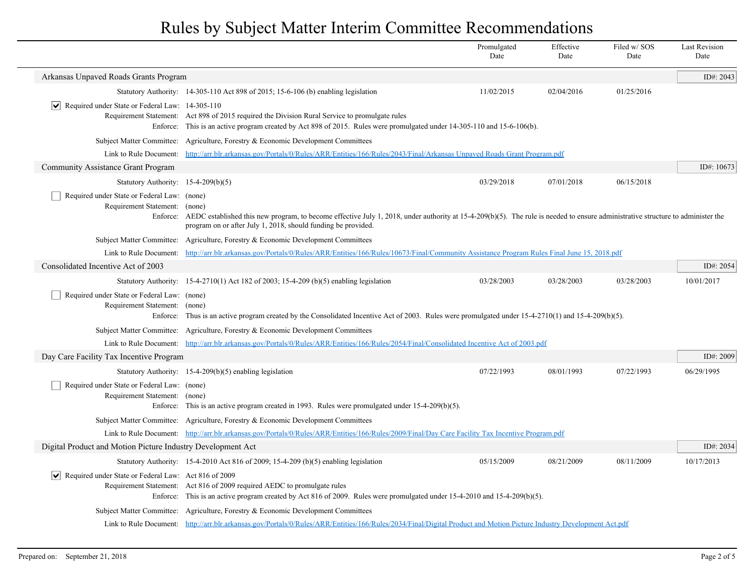# Rules by Subject Matter Interim Committee Recommendations

| | Promulgated Date | Effective Date | Filed w/ SOS Date | Last Revision Date |
|---|---|---|---|---|

## Arkansas Unpaved Roads Grants Program

**ID#: 2043**

| | | Promulgated Date | Effective Date | Filed w/ SOS Date | Last Revision Date |
|---|---|---|---|---|---|
| Statutory Authority: | 14-305-110 Act 898 of 2015; 15-6-106 (b) enabling legislation | 11/02/2015 | 02/04/2016 | 01/25/2016 | |

- [x] Required under State or Federal Law: 14-305-110

Requirement Statement: Act 898 of 2015 required the Division Rural Service to promulgate rules

Enforce: This is an active program created by Act 898 of 2015. Rules were promulgated under 14-305-110 and 15-6-106(b).

Subject Matter Committee: Agriculture, Forestry & Economic Development Committees

Link to Rule Document: http://arr.blr.arkansas.gov/Portals/0/Rules/ARR/Entities/166/Rules/2043/Final/Arkansas Unpaved Roads Grant Program.pdf

## Community Assistance Grant Program

**ID#: 10673**

| | | Promulgated Date | Effective Date | Filed w/ SOS Date | Last Revision Date |
|---|---|---|---|---|---|
| Statutory Authority: | 15-4-209(b)(5) | 03/29/2018 | 07/01/2018 | 06/15/2018 | |

- [ ] Required under State or Federal Law: (none)

Requirement Statement: (none)

Enforce: AEDC established this new program, to become effective July 1, 2018, under authority at 15-4-209(b)(5). The rule is needed to ensure administrative structure to administer the program on or after July 1, 2018, should funding be provided.

Subject Matter Committee: Agriculture, Forestry & Economic Development Committees

Link to Rule Document: http://arr.blr.arkansas.gov/Portals/0/Rules/ARR/Entities/166/Rules/10673/Final/Community Assistance Program Rules Final June 15, 2018.pdf

## Consolidated Incentive Act of 2003

**ID#: 2054**

| | | Promulgated Date | Effective Date | Filed w/ SOS Date | Last Revision Date |
|---|---|---|---|---|---|
| Statutory Authority: | 15-4-2710(1) Act 182 of 2003; 15-4-209 (b)(5) enabling legislation | 03/28/2003 | 03/28/2003 | 03/28/2003 | 10/01/2017 |

- [ ] Required under State or Federal Law: (none)

Requirement Statement: (none)

Enforce: Thus is an active program created by the Consolidated Incentive Act of 2003. Rules were promulgated under 15-4-2710(1) and 15-4-209(b)(5).

Subject Matter Committee: Agriculture, Forestry & Economic Development Committees

Link to Rule Document: http://arr.blr.arkansas.gov/Portals/0/Rules/ARR/Entities/166/Rules/2054/Final/Consolidated Incentive Act of 2003.pdf

## Day Care Facility Tax Incentive Program

**ID#: 2009**

| | | Promulgated Date | Effective Date | Filed w/ SOS Date | Last Revision Date |
|---|---|---|---|---|---|
| Statutory Authority: | 15-4-209(b)(5) enabling legislation | 07/22/1993 | 08/01/1993 | 07/22/1993 | 06/29/1995 |

- [ ] Required under State or Federal Law: (none)

Requirement Statement: (none)

Enforce: This is an active program created in 1993. Rules were promulgated under 15-4-209(b)(5).

Subject Matter Committee: Agriculture, Forestry & Economic Development Committees

Link to Rule Document: http://arr.blr.arkansas.gov/Portals/0/Rules/ARR/Entities/166/Rules/2009/Final/Day Care Facility Tax Incentive Program.pdf

## Digital Product and Motion Picture Industry Development Act

**ID#: 2034**

| | | Promulgated Date | Effective Date | Filed w/ SOS Date | Last Revision Date |
|---|---|---|---|---|---|
| Statutory Authority: | 15-4-2010 Act 816 of 2009; 15-4-209 (b)(5) enabling legislation | 05/15/2009 | 08/21/2009 | 08/11/2009 | 10/17/2013 |

- [x] Required under State or Federal Law: Act 816 of 2009

Requirement Statement: Act 816 of 2009 required AEDC to promulgate rules

Enforce: This is an active program created by Act 816 of 2009. Rules were promulgated under 15-4-2010 and 15-4-209(b)(5).

Subject Matter Committee: Agriculture, Forestry & Economic Development Committees

Link to Rule Document: http://arr.blr.arkansas.gov/Portals/0/Rules/ARR/Entities/166/Rules/2034/Final/Digital Product and Motion Picture Industry Development Act.pdf

Prepared on: September 21, 2018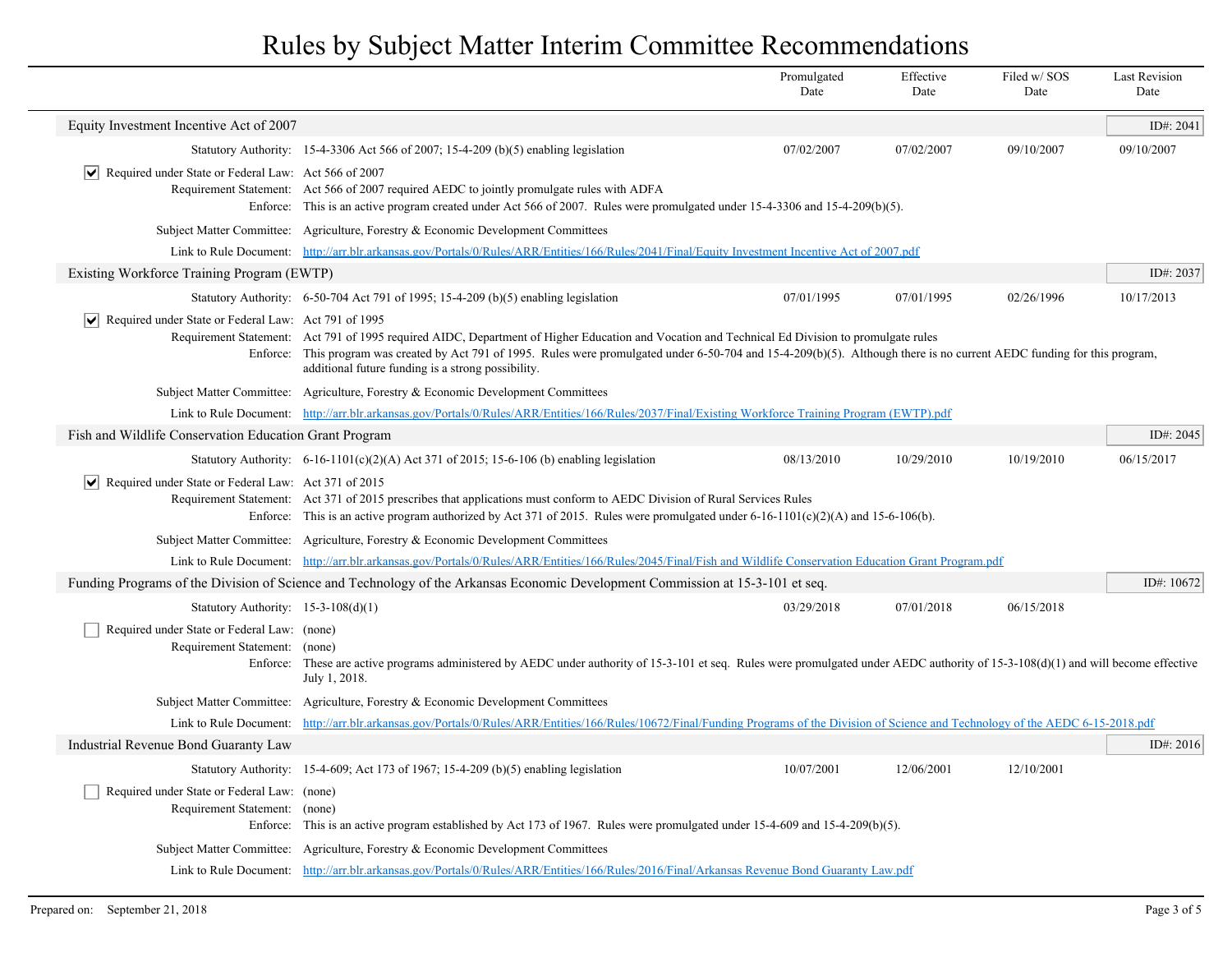# Rules by Subject Matter Interim Committee Recommendations

| | Promulgated Date | Effective Date | Filed w/ SOS Date | Last Revision Date |
|---|---|---|---|---|

## Equity Investment Incentive Act of 2007

**ID#: 2041**

| | Promulgated Date | Effective Date | Filed w/ SOS Date | Last Revision Date |
|---|---|---|---|---|
| Statutory Authority: 15-4-3306 Act 566 of 2007; 15-4-209 (b)(5) enabling legislation | 07/02/2007 | 07/02/2007 | 09/10/2007 | 09/10/2007 |

- [x] Required under State or Federal Law: Act 566 of 2007

Requirement Statement: Act 566 of 2007 required AEDC to jointly promulgate rules with ADFA

Enforce: This is an active program created under Act 566 of 2007. Rules were promulgated under 15-4-3306 and 15-4-209(b)(5).

Subject Matter Committee: Agriculture, Forestry & Economic Development Committees

Link to Rule Document: http://arr.blr.arkansas.gov/Portals/0/Rules/ARR/Entities/166/Rules/2041/Final/Equity Investment Incentive Act of 2007.pdf

## Existing Workforce Training Program (EWTP)

**ID#: 2037**

| | Promulgated Date | Effective Date | Filed w/ SOS Date | Last Revision Date |
|---|---|---|---|---|
| Statutory Authority: 6-50-704 Act 791 of 1995; 15-4-209 (b)(5) enabling legislation | 07/01/1995 | 07/01/1995 | 02/26/1996 | 10/17/2013 |

- [x] Required under State or Federal Law: Act 791 of 1995

Requirement Statement: Act 791 of 1995 required AIDC, Department of Higher Education and Vocation and Technical Ed Division to promulgate rules

Enforce: This program was created by Act 791 of 1995. Rules were promulgated under 6-50-704 and 15-4-209(b)(5). Although there is no current AEDC funding for this program, additional future funding is a strong possibility.

Subject Matter Committee: Agriculture, Forestry & Economic Development Committees

Link to Rule Document: http://arr.blr.arkansas.gov/Portals/0/Rules/ARR/Entities/166/Rules/2037/Final/Existing Workforce Training Program (EWTP).pdf

## Fish and Wildlife Conservation Education Grant Program

**ID#: 2045**

| | Promulgated Date | Effective Date | Filed w/ SOS Date | Last Revision Date |
|---|---|---|---|---|
| Statutory Authority: 6-16-1101(c)(2)(A) Act 371 of 2015; 15-6-106 (b) enabling legislation | 08/13/2010 | 10/29/2010 | 10/19/2010 | 06/15/2017 |

- [x] Required under State or Federal Law: Act 371 of 2015

Requirement Statement: Act 371 of 2015 prescribes that applications must conform to AEDC Division of Rural Services Rules

Enforce: This is an active program authorized by Act 371 of 2015. Rules were promulgated under 6-16-1101(c)(2)(A) and 15-6-106(b).

Subject Matter Committee: Agriculture, Forestry & Economic Development Committees

Link to Rule Document: http://arr.blr.arkansas.gov/Portals/0/Rules/ARR/Entities/166/Rules/2045/Final/Fish and Wildlife Conservation Education Grant Program.pdf

## Funding Programs of the Division of Science and Technology of the Arkansas Economic Development Commission at 15-3-101 et seq.

**ID#: 10672**

| | Promulgated Date | Effective Date | Filed w/ SOS Date | Last Revision Date |
|---|---|---|---|---|
| Statutory Authority: 15-3-108(d)(1) | 03/29/2018 | 07/01/2018 | 06/15/2018 | |

- [ ] Required under State or Federal Law: (none)

Requirement Statement: (none)

Enforce: These are active programs administered by AEDC under authority of 15-3-101 et seq. Rules were promulgated under AEDC authority of 15-3-108(d)(1) and will become effective July 1, 2018.

Subject Matter Committee: Agriculture, Forestry & Economic Development Committees

Link to Rule Document: http://arr.blr.arkansas.gov/Portals/0/Rules/ARR/Entities/166/Rules/10672/Final/Funding Programs of the Division of Science and Technology of the AEDC 6-15-2018.pdf

## Industrial Revenue Bond Guaranty Law

**ID#: 2016**

| | Promulgated Date | Effective Date | Filed w/ SOS Date | Last Revision Date |
|---|---|---|---|---|
| Statutory Authority: 15-4-609; Act 173 of 1967; 15-4-209 (b)(5) enabling legislation | 10/07/2001 | 12/06/2001 | 12/10/2001 | |

- [ ] Required under State or Federal Law: (none)

Requirement Statement: (none)

Enforce: This is an active program established by Act 173 of 1967. Rules were promulgated under 15-4-609 and 15-4-209(b)(5).

Subject Matter Committee: Agriculture, Forestry & Economic Development Committees

Link to Rule Document: http://arr.blr.arkansas.gov/Portals/0/Rules/ARR/Entities/166/Rules/2016/Final/Arkansas Revenue Bond Guaranty Law.pdf

Prepared on: September 21, 2018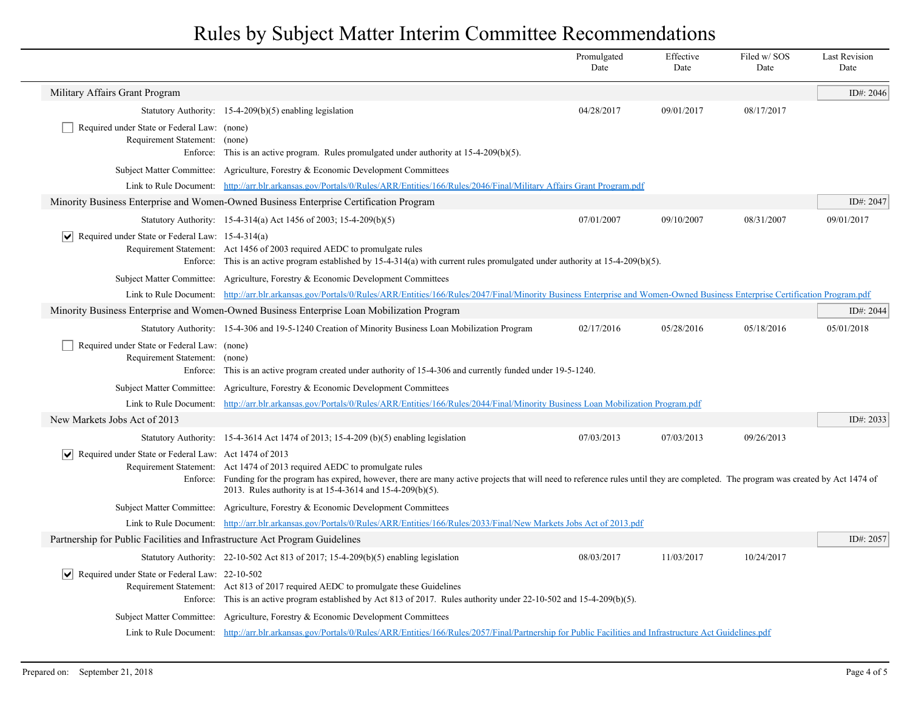# Rules by Subject Matter Interim Committee Recommendations

| | Promulgated Date | Effective Date | Filed w/ SOS Date | Last Revision Date |
|---|---|---|---|---|

## Military Affairs Grant Program

ID#: 2046

| | Promulgated Date | Effective Date | Filed w/ SOS Date | Last Revision Date |
|---|---|---|---|---|
| Statutory Authority: 15-4-209(b)(5) enabling legislation | 04/28/2017 | 09/01/2017 | 08/17/2017 | |

- [ ] Required under State or Federal Law: (none)

Requirement Statement: (none)

Enforce: This is an active program. Rules promulgated under authority at 15-4-209(b)(5).

Subject Matter Committee: Agriculture, Forestry & Economic Development Committees

Link to Rule Document: http://arr.blr.arkansas.gov/Portals/0/Rules/ARR/Entities/166/Rules/2046/Final/Military Affairs Grant Program.pdf

## Minority Business Enterprise and Women-Owned Business Enterprise Certification Program

ID#: 2047

| | Promulgated Date | Effective Date | Filed w/ SOS Date | Last Revision Date |
|---|---|---|---|---|
| Statutory Authority: 15-4-314(a) Act 1456 of 2003; 15-4-209(b)(5) | 07/01/2007 | 09/10/2007 | 08/31/2007 | 09/01/2017 |

- [x] Required under State or Federal Law: 15-4-314(a)

Requirement Statement: Act 1456 of 2003 required AEDC to promulgate rules

Enforce: This is an active program established by 15-4-314(a) with current rules promulgated under authority at 15-4-209(b)(5).

Subject Matter Committee: Agriculture, Forestry & Economic Development Committees

Link to Rule Document: http://arr.blr.arkansas.gov/Portals/0/Rules/ARR/Entities/166/Rules/2047/Final/Minority Business Enterprise and Women-Owned Business Enterprise Certification Program.pdf

## Minority Business Enterprise and Women-Owned Business Enterprise Loan Mobilization Program

ID#: 2044

| | Promulgated Date | Effective Date | Filed w/ SOS Date | Last Revision Date |
|---|---|---|---|---|
| Statutory Authority: 15-4-306 and 19-5-1240 Creation of Minority Business Loan Mobilization Program | 02/17/2016 | 05/28/2016 | 05/18/2016 | 05/01/2018 |

- [ ] Required under State or Federal Law: (none)

Requirement Statement: (none)

Enforce: This is an active program created under authority of 15-4-306 and currently funded under 19-5-1240.

Subject Matter Committee: Agriculture, Forestry & Economic Development Committees

Link to Rule Document: http://arr.blr.arkansas.gov/Portals/0/Rules/ARR/Entities/166/Rules/2044/Final/Minority Business Loan Mobilization Program.pdf

## New Markets Jobs Act of 2013

ID#: 2033

| | Promulgated Date | Effective Date | Filed w/ SOS Date | Last Revision Date |
|---|---|---|---|---|
| Statutory Authority: 15-4-3614 Act 1474 of 2013; 15-4-209 (b)(5) enabling legislation | 07/03/2013 | 07/03/2013 | 09/26/2013 | |

- [x] Required under State or Federal Law: Act 1474 of 2013

Requirement Statement: Act 1474 of 2013 required AEDC to promulgate rules

Enforce: Funding for the program has expired, however, there are many active projects that will need to reference rules until they are completed. The program was created by Act 1474 of 2013. Rules authority is at 15-4-3614 and 15-4-209(b)(5).

Subject Matter Committee: Agriculture, Forestry & Economic Development Committees

Link to Rule Document: http://arr.blr.arkansas.gov/Portals/0/Rules/ARR/Entities/166/Rules/2033/Final/New Markets Jobs Act of 2013.pdf

## Partnership for Public Facilities and Infrastructure Act Program Guidelines

ID#: 2057

| | Promulgated Date | Effective Date | Filed w/ SOS Date | Last Revision Date |
|---|---|---|---|---|
| Statutory Authority: 22-10-502 Act 813 of 2017; 15-4-209(b)(5) enabling legislation | 08/03/2017 | 11/03/2017 | 10/24/2017 | |

- [x] Required under State or Federal Law: 22-10-502

Requirement Statement: Act 813 of 2017 required AEDC to promulgate these Guidelines

Enforce: This is an active program established by Act 813 of 2017. Rules authority under 22-10-502 and 15-4-209(b)(5).

Subject Matter Committee: Agriculture, Forestry & Economic Development Committees

Link to Rule Document: http://arr.blr.arkansas.gov/Portals/0/Rules/ARR/Entities/166/Rules/2057/Final/Partnership for Public Facilities and Infrastructure Act Guidelines.pdf

Prepared on: September 21, 2018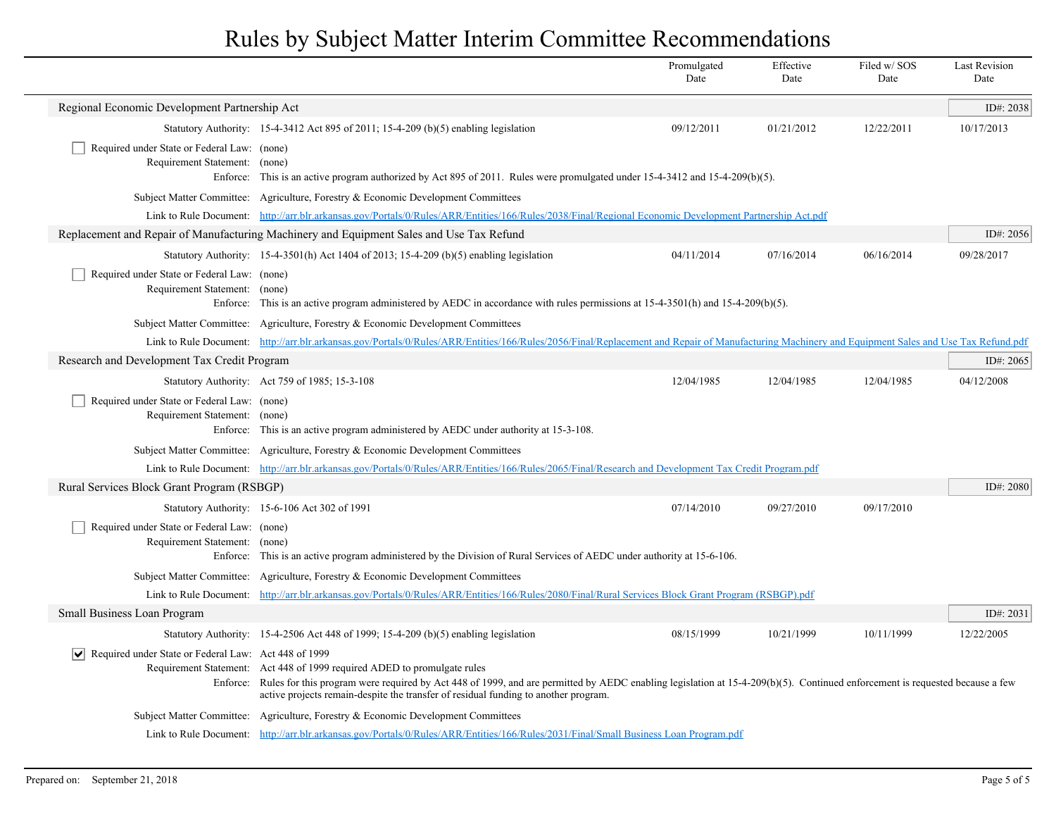# Rules by Subject Matter Interim Committee Recommendations

| | Promulgated Date | Effective Date | Filed w/ SOS Date | Last Revision Date |
|---|---|---|---|---|

## Regional Economic Development Partnership Act

ID#: 2038

| | Promulgated Date | Effective Date | Filed w/ SOS Date | Last Revision Date |
|---|---|---|---|---|
| Statutory Authority: 15-4-3412 Act 895 of 2011; 15-4-209 (b)(5) enabling legislation | 09/12/2011 | 01/21/2012 | 12/22/2011 | 10/17/2013 |

☐ Required under State or Federal Law: (none)

Requirement Statement: (none)

Enforce: This is an active program authorized by Act 895 of 2011. Rules were promulgated under 15-4-3412 and 15-4-209(b)(5).

Subject Matter Committee: Agriculture, Forestry & Economic Development Committees

Link to Rule Document: [http://arr.blr.arkansas.gov/Portals/0/Rules/ARR/Entities/166/Rules/2038/Final/Regional Economic Development Partnership Act.pdf](http://arr.blr.arkansas.gov/Portals/0/Rules/ARR/Entities/166/Rules/2038/Final/Regional Economic Development Partnership Act.pdf)

## Replacement and Repair of Manufacturing Machinery and Equipment Sales and Use Tax Refund

ID#: 2056

| | Promulgated Date | Effective Date | Filed w/ SOS Date | Last Revision Date |
|---|---|---|---|---|
| Statutory Authority: 15-4-3501(h) Act 1404 of 2013; 15-4-209 (b)(5) enabling legislation | 04/11/2014 | 07/16/2014 | 06/16/2014 | 09/28/2017 |

☐ Required under State or Federal Law: (none)

Requirement Statement: (none)

Enforce: This is an active program administered by AEDC in accordance with rules permissions at 15-4-3501(h) and 15-4-209(b)(5).

Subject Matter Committee: Agriculture, Forestry & Economic Development Committees

Link to Rule Document: [http://arr.blr.arkansas.gov/Portals/0/Rules/ARR/Entities/166/Rules/2056/Final/Replacement and Repair of Manufacturing Machinery and Equipment Sales and Use Tax Refund.pdf](http://arr.blr.arkansas.gov/Portals/0/Rules/ARR/Entities/166/Rules/2056/Final/Replacement and Repair of Manufacturing Machinery and Equipment Sales and Use Tax Refund.pdf)

## Research and Development Tax Credit Program

ID#: 2065

| | Promulgated Date | Effective Date | Filed w/ SOS Date | Last Revision Date |
|---|---|---|---|---|
| Statutory Authority: Act 759 of 1985; 15-3-108 | 12/04/1985 | 12/04/1985 | 12/04/1985 | 04/12/2008 |

☐ Required under State or Federal Law: (none)

Requirement Statement: (none)

Enforce: This is an active program administered by AEDC under authority at 15-3-108.

Subject Matter Committee: Agriculture, Forestry & Economic Development Committees

Link to Rule Document: [http://arr.blr.arkansas.gov/Portals/0/Rules/ARR/Entities/166/Rules/2065/Final/Research and Development Tax Credit Program.pdf](http://arr.blr.arkansas.gov/Portals/0/Rules/ARR/Entities/166/Rules/2065/Final/Research and Development Tax Credit Program.pdf)

## Rural Services Block Grant Program (RSBGP)

ID#: 2080

| | Promulgated Date | Effective Date | Filed w/ SOS Date | Last Revision Date |
|---|---|---|---|---|
| Statutory Authority: 15-6-106 Act 302 of 1991 | 07/14/2010 | 09/27/2010 | 09/17/2010 | |

☐ Required under State or Federal Law: (none)

Requirement Statement: (none)

Enforce: This is an active program administered by the Division of Rural Services of AEDC under authority at 15-6-106.

Subject Matter Committee: Agriculture, Forestry & Economic Development Committees

Link to Rule Document: [http://arr.blr.arkansas.gov/Portals/0/Rules/ARR/Entities/166/Rules/2080/Final/Rural Services Block Grant Program (RSBGP).pdf](http://arr.blr.arkansas.gov/Portals/0/Rules/ARR/Entities/166/Rules/2080/Final/Rural Services Block Grant Program (RSBGP).pdf)

## Small Business Loan Program

ID#: 2031

| | Promulgated Date | Effective Date | Filed w/ SOS Date | Last Revision Date |
|---|---|---|---|---|
| Statutory Authority: 15-4-2506 Act 448 of 1999; 15-4-209 (b)(5) enabling legislation | 08/15/1999 | 10/21/1999 | 10/11/1999 | 12/22/2005 |

☑ Required under State or Federal Law: Act 448 of 1999

Requirement Statement: Act 448 of 1999 required ADED to promulgate rules

Enforce: Rules for this program were required by Act 448 of 1999, and are permitted by AEDC enabling legislation at 15-4-209(b)(5). Continued enforcement is requested because a few active projects remain-despite the transfer of residual funding to another program.

Subject Matter Committee: Agriculture, Forestry & Economic Development Committees

Link to Rule Document: [http://arr.blr.arkansas.gov/Portals/0/Rules/ARR/Entities/166/Rules/2031/Final/Small Business Loan Program.pdf](http://arr.blr.arkansas.gov/Portals/0/Rules/ARR/Entities/166/Rules/2031/Final/Small Business Loan Program.pdf)

Prepared on: September 21, 2018